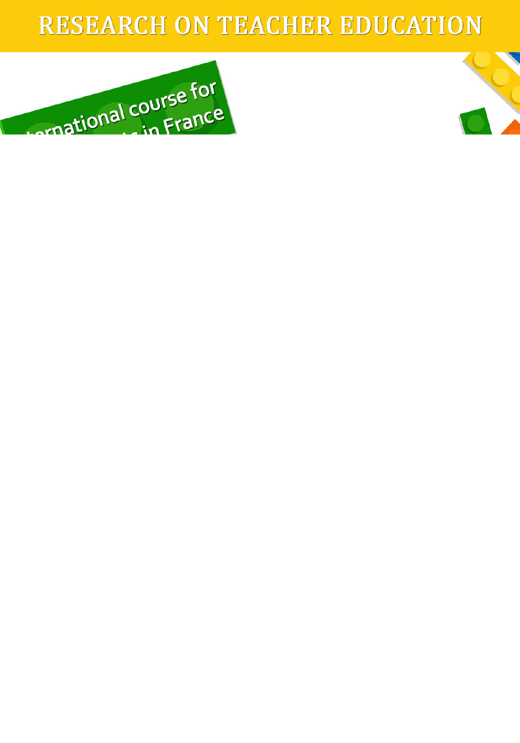# RESEARCH ON TEACHER EDUCATION

...ternational course for ...ts in France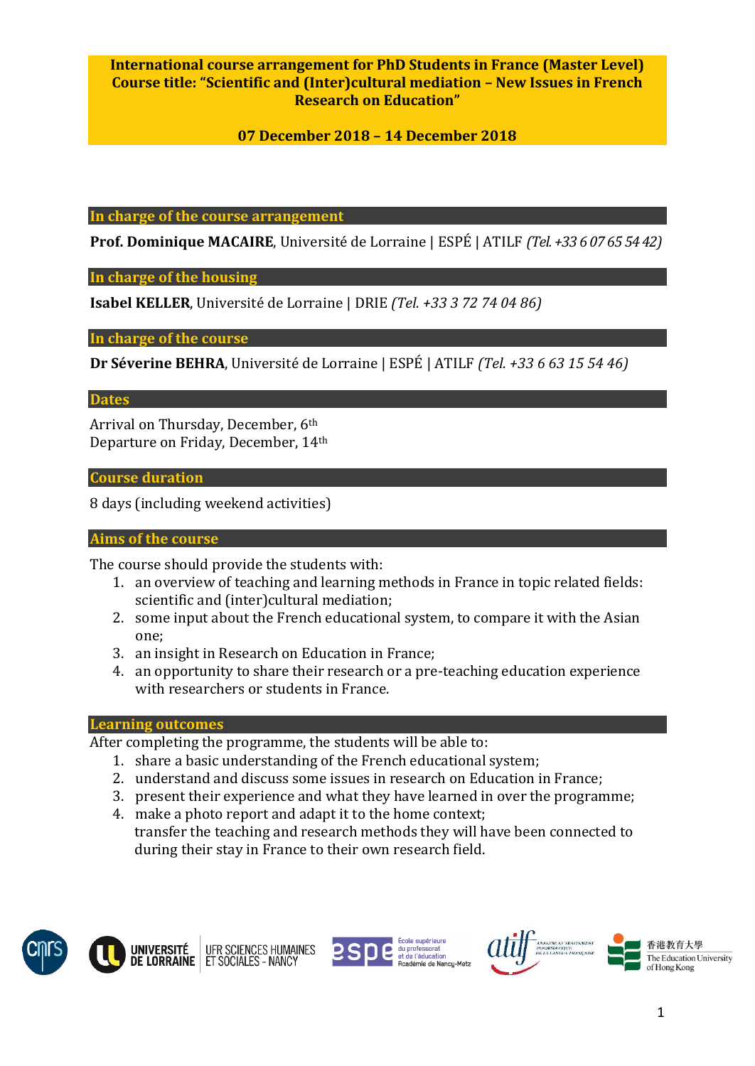**International course arrangement for PhD Students in France (Master Level)**
**Course title: "Scientific and (Inter)cultural mediation – New Issues in French Research on Education"**

**07 December 2018 – 14 December 2018**

## In charge of the course arrangement

**Prof. Dominique MACAIRE**, Université de Lorraine | ESPÉ | ATILF *(Tel. +33 6 07 65 54 42)*

## In charge of the housing

**Isabel KELLER**, Université de Lorraine | DRIE *(Tel. +33 3 72 74 04 86)*

## In charge of the course

**Dr Séverine BEHRA**, Université de Lorraine | ESPÉ | ATILF *(Tel. +33 6 63 15 54 46)*

## Dates

Arrival on Thursday, December, 6th
Departure on Friday, December, 14th

## Course duration

8 days (including weekend activities)

## Aims of the course

The course should provide the students with:

1. an overview of teaching and learning methods in France in topic related fields: scientific and (inter)cultural mediation;
2. some input about the French educational system, to compare it with the Asian one;
3. an insight in Research on Education in France;
4. an opportunity to share their research or a pre-teaching education experience with researchers or students in France.

## Learning outcomes

After completing the programme, the students will be able to:

1. share a basic understanding of the French educational system;
2. understand and discuss some issues in research on Education in France;
3. present their experience and what they have learned in over the programme;
4. make a photo report and adapt it to the home context;
   transfer the teaching and research methods they will have been connected to during their stay in France to their own research field.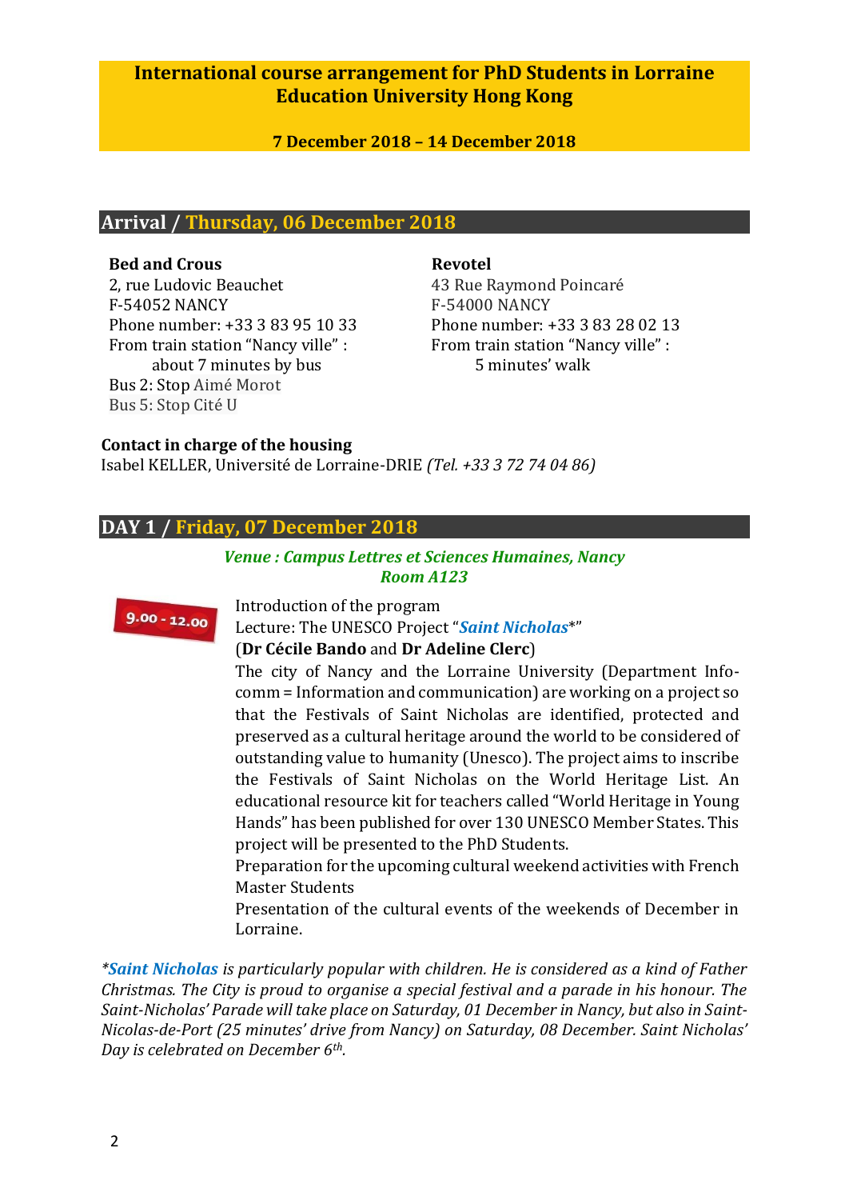# International course arrangement for PhD Students in Lorraine Education University Hong Kong

**7 December 2018 – 14 December 2018**

## Arrival / Thursday, 06 December 2018

**Bed and Crous**
2, rue Ludovic Beauchet
F-54052 NANCY
Phone number: +33 3 83 95 10 33
From train station "Nancy ville" :
about 7 minutes by bus
Bus 2: Stop Aimé Morot
Bus 5: Stop Cité U

**Revotel**
43 Rue Raymond Poincaré
F-54000 NANCY
Phone number: +33 3 83 28 02 13
From train station "Nancy ville" :
5 minutes' walk

**Contact in charge of the housing**
Isabel KELLER, Université de Lorraine-DRIE *(Tel. +33 3 72 74 04 86)*

## DAY 1 / Friday, 07 December 2018

***Venue : Campus Lettres et Sciences Humaines, Nancy***
***Room A123***

**9.00 - 12.00**

Introduction of the program
Lecture: The UNESCO Project "***Saint Nicholas****"
(**Dr Cécile Bando** and **Dr Adeline Clerc**)
The city of Nancy and the Lorraine University (Department Info-comm = Information and communication) are working on a project so that the Festivals of Saint Nicholas are identified, protected and preserved as a cultural heritage around the world to be considered of outstanding value to humanity (Unesco). The project aims to inscribe the Festivals of Saint Nicholas on the World Heritage List. An educational resource kit for teachers called "World Heritage in Young Hands" has been published for over 130 UNESCO Member States. This project will be presented to the PhD Students.
Preparation for the upcoming cultural weekend activities with French Master Students
Presentation of the cultural events of the weekends of December in Lorraine.

**Saint Nicholas** is particularly popular with children. He is considered as a kind of Father Christmas. The City is proud to organise a special festival and a parade in his honour. The Saint-Nicholas' Parade will take place on Saturday, 01 December in Nancy, but also in Saint-Nicolas-de-Port (25 minutes' drive from Nancy) on Saturday, 08 December. Saint Nicholas' Day is celebrated on December 6th.*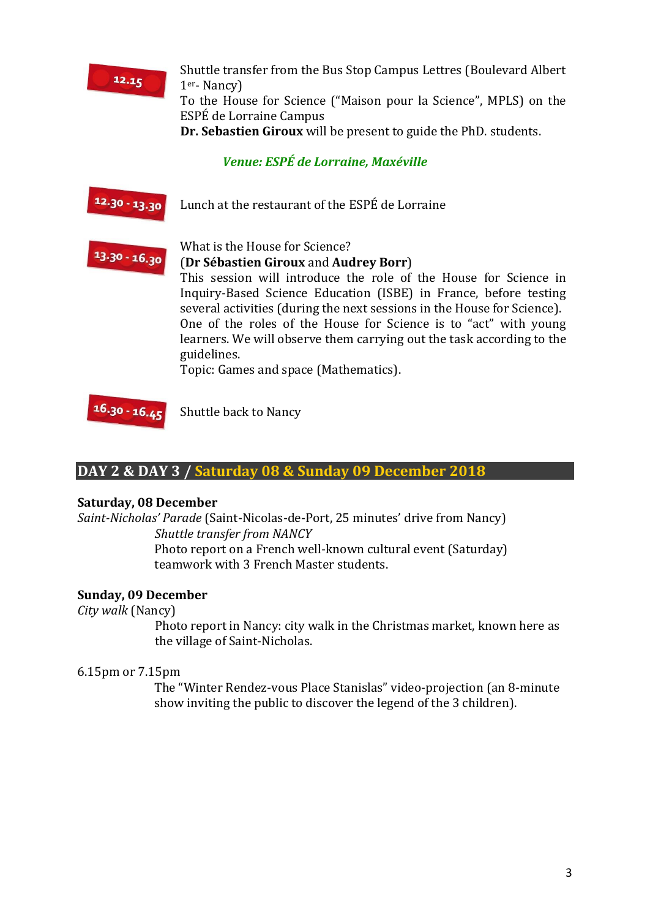**12.15**

Shuttle transfer from the Bus Stop Campus Lettres (Boulevard Albert 1er- Nancy)
To the House for Science ("Maison pour la Science", MPLS) on the ESPÉ de Lorraine Campus
**Dr. Sebastien Giroux** will be present to guide the PhD. students.

*Venue: ESPÉ de Lorraine, Maxéville*

**12.30 - 13.30**

Lunch at the restaurant of the ESPÉ de Lorraine

**13.30 - 16.30**

What is the House for Science?
(**Dr Sébastien Giroux** and **Audrey Borr**)
This session will introduce the role of the House for Science in Inquiry-Based Science Education (ISBE) in France, before testing several activities (during the next sessions in the House for Science).
One of the roles of the House for Science is to "act" with young learners. We will observe them carrying out the task according to the guidelines.
Topic: Games and space (Mathematics).

**16.30 - 16.45**

Shuttle back to Nancy

## DAY 2 & DAY 3 / Saturday 08 & Sunday 09 December 2018

**Saturday, 08 December**
*Saint-Nicholas' Parade* (Saint-Nicolas-de-Port, 25 minutes' drive from Nancy)
*Shuttle transfer from NANCY*
Photo report on a French well-known cultural event (Saturday)
teamwork with 3 French Master students.

**Sunday, 09 December**
*City walk* (Nancy)
Photo report in Nancy: city walk in the Christmas market, known here as the village of Saint-Nicholas.

6.15pm or 7.15pm
The "Winter Rendez-vous Place Stanislas" video-projection (an 8-minute show inviting the public to discover the legend of the 3 children).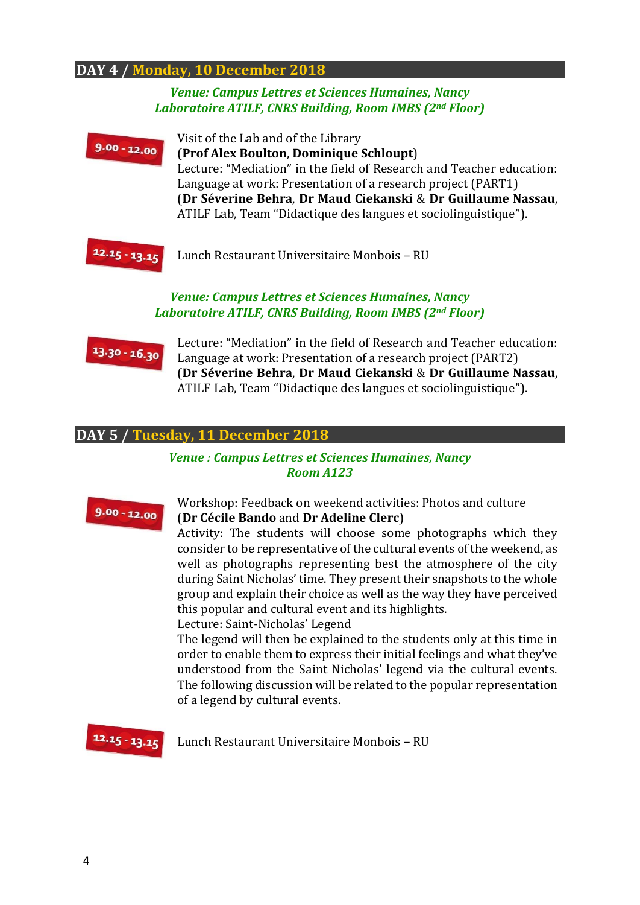## DAY 4 / Monday, 10 December 2018

*Venue: Campus Lettres et Sciences Humaines, Nancy*
*Laboratoire ATILF, CNRS Building, Room IMBS (2nd Floor)*

**9.00 - 12.00**

Visit of the Lab and of the Library
(**Prof Alex Boulton**, **Dominique Schloupt**)
Lecture: "Mediation" in the field of Research and Teacher education: Language at work: Presentation of a research project (PART1)
(**Dr Séverine Behra**, **Dr Maud Ciekanski** & **Dr Guillaume Nassau**, ATILF Lab, Team "Didactique des langues et sociolinguistique").

**12.15 - 13.15**

Lunch Restaurant Universitaire Monbois – RU

*Venue: Campus Lettres et Sciences Humaines, Nancy*
*Laboratoire ATILF, CNRS Building, Room IMBS (2nd Floor)*

**13.30 - 16.30**

Lecture: "Mediation" in the field of Research and Teacher education: Language at work: Presentation of a research project (PART2)
(**Dr Séverine Behra**, **Dr Maud Ciekanski** & **Dr Guillaume Nassau**, ATILF Lab, Team "Didactique des langues et sociolinguistique").

## DAY 5 / Tuesday, 11 December 2018

*Venue : Campus Lettres et Sciences Humaines, Nancy*
*Room A123*

**9.00 - 12.00**

Workshop: Feedback on weekend activities: Photos and culture
(**Dr Cécile Bando** and **Dr Adeline Clerc**)
Activity: The students will choose some photographs which they consider to be representative of the cultural events of the weekend, as well as photographs representing best the atmosphere of the city during Saint Nicholas' time. They present their snapshots to the whole group and explain their choice as well as the way they have perceived this popular and cultural event and its highlights.
Lecture: Saint-Nicholas' Legend
The legend will then be explained to the students only at this time in order to enable them to express their initial feelings and what they've understood from the Saint Nicholas' legend via the cultural events. The following discussion will be related to the popular representation of a legend by cultural events.

**12.15 - 13.15**

Lunch Restaurant Universitaire Monbois – RU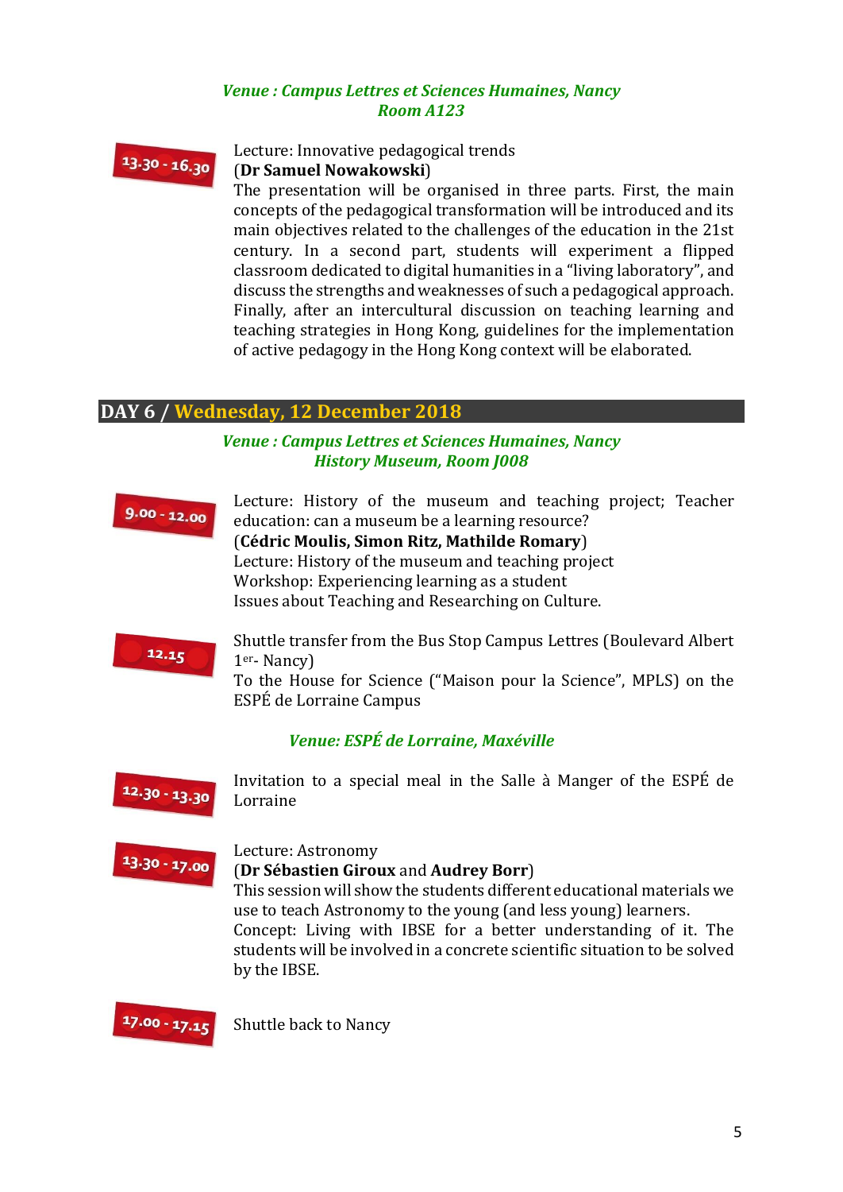*Venue : Campus Lettres et Sciences Humaines, Nancy*
*Room A123*

**13.30 - 16.30**

Lecture: Innovative pedagogical trends
(**Dr Samuel Nowakowski**)
The presentation will be organised in three parts. First, the main concepts of the pedagogical transformation will be introduced and its main objectives related to the challenges of the education in the 21st century. In a second part, students will experiment a flipped classroom dedicated to digital humanities in a "living laboratory", and discuss the strengths and weaknesses of such a pedagogical approach. Finally, after an intercultural discussion on teaching learning and teaching strategies in Hong Kong, guidelines for the implementation of active pedagogy in the Hong Kong context will be elaborated.

## DAY 6 / Wednesday, 12 December 2018

*Venue : Campus Lettres et Sciences Humaines, Nancy*
*History Museum, Room J008*

**9.00 - 12.00**

Lecture: History of the museum and teaching project; Teacher education: can a museum be a learning resource?
(**Cédric Moulis, Simon Ritz, Mathilde Romary**)
Lecture: History of the museum and teaching project
Workshop: Experiencing learning as a student
Issues about Teaching and Researching on Culture.

**12.15**

Shuttle transfer from the Bus Stop Campus Lettres (Boulevard Albert 1er- Nancy)
To the House for Science ("Maison pour la Science", MPLS) on the ESPÉ de Lorraine Campus

*Venue: ESPÉ de Lorraine, Maxéville*

**12.30 - 13.30**

Invitation to a special meal in the Salle à Manger of the ESPÉ de Lorraine

**13.30 - 17.00**

Lecture: Astronomy
(**Dr Sébastien Giroux** and **Audrey Borr**)
This session will show the students different educational materials we use to teach Astronomy to the young (and less young) learners.
Concept: Living with IBSE for a better understanding of it. The students will be involved in a concrete scientific situation to be solved by the IBSE.

**17.00 - 17.15**

Shuttle back to Nancy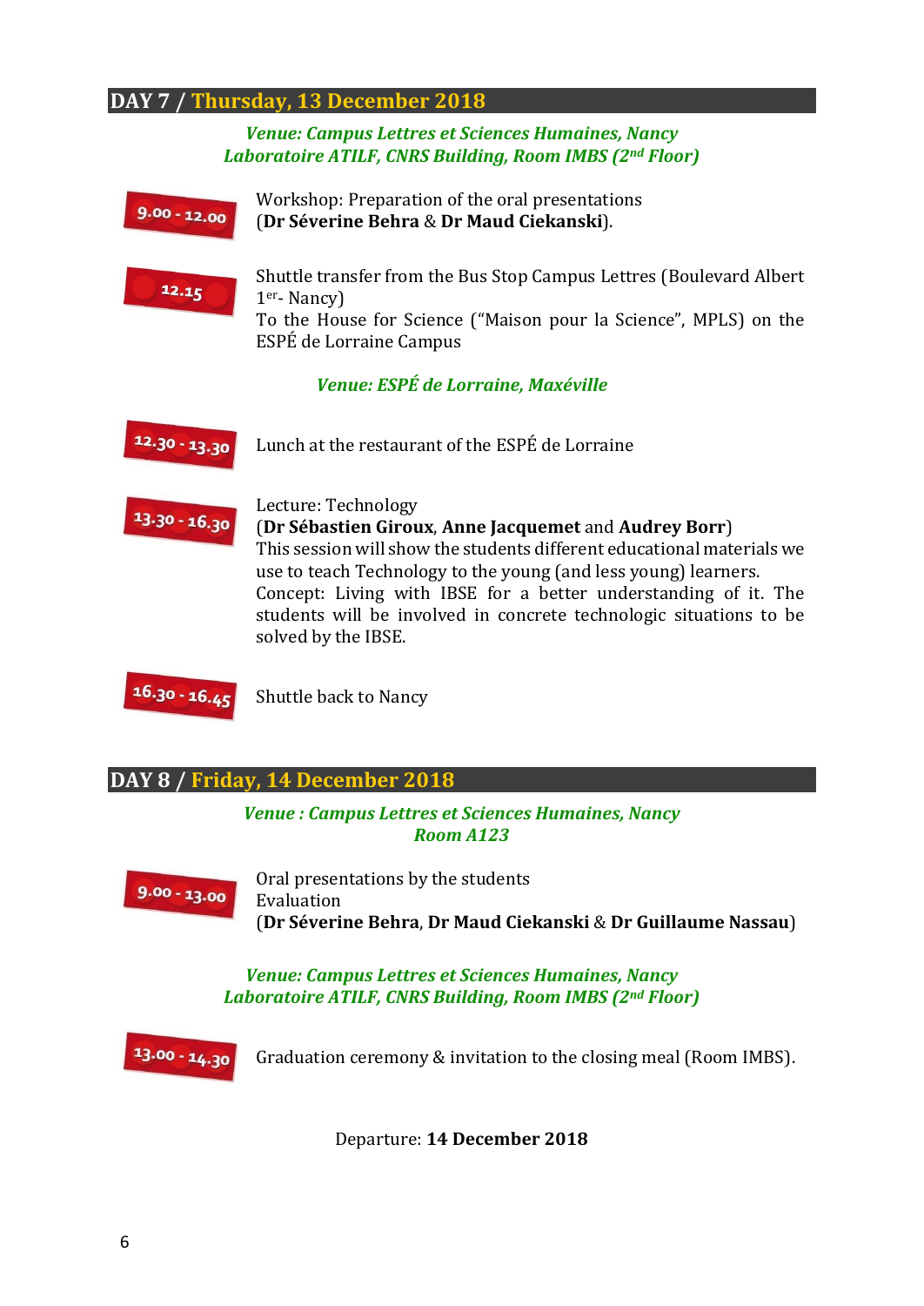## DAY 7 / Thursday, 13 December 2018

***Venue: Campus Lettres et Sciences Humaines, Nancy***
***Laboratoire ATILF, CNRS Building, Room IMBS (2nd Floor)***

**9.00 - 12.00**

Workshop: Preparation of the oral presentations
(**Dr Séverine Behra** & **Dr Maud Ciekanski**).

**12.15**

Shuttle transfer from the Bus Stop Campus Lettres (Boulevard Albert 1er- Nancy)
To the House for Science ("Maison pour la Science", MPLS) on the ESPÉ de Lorraine Campus

***Venue: ESPÉ de Lorraine, Maxéville***

**12.30 - 13.30**

Lunch at the restaurant of the ESPÉ de Lorraine

**13.30 - 16.30**

Lecture: Technology
(**Dr Sébastien Giroux**, **Anne Jacquemet** and **Audrey Borr**)
This session will show the students different educational materials we use to teach Technology to the young (and less young) learners.
Concept: Living with IBSE for a better understanding of it. The students will be involved in concrete technologic situations to be solved by the IBSE.

**16.30 - 16.45**

Shuttle back to Nancy

## DAY 8 / Friday, 14 December 2018

***Venue : Campus Lettres et Sciences Humaines, Nancy***
***Room A123***

**9.00 - 13.00**

Oral presentations by the students
Evaluation
(**Dr Séverine Behra**, **Dr Maud Ciekanski** & **Dr Guillaume Nassau**)

***Venue: Campus Lettres et Sciences Humaines, Nancy***
***Laboratoire ATILF, CNRS Building, Room IMBS (2nd Floor)***

**13.00 - 14.30**

Graduation ceremony & invitation to the closing meal (Room IMBS).

Departure: **14 December 2018**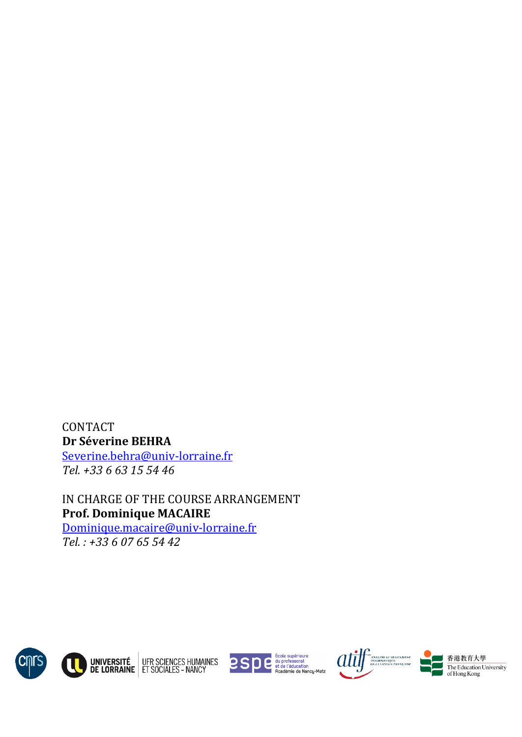CONTACT
**Dr Séverine BEHRA**
Severine.behra@univ-lorraine.fr
*Tel. +33 6 63 15 54 46*

IN CHARGE OF THE COURSE ARRANGEMENT
**Prof. Dominique MACAIRE**
Dominique.macaire@univ-lorraine.fr
*Tel. : +33 6 07 65 54 42*